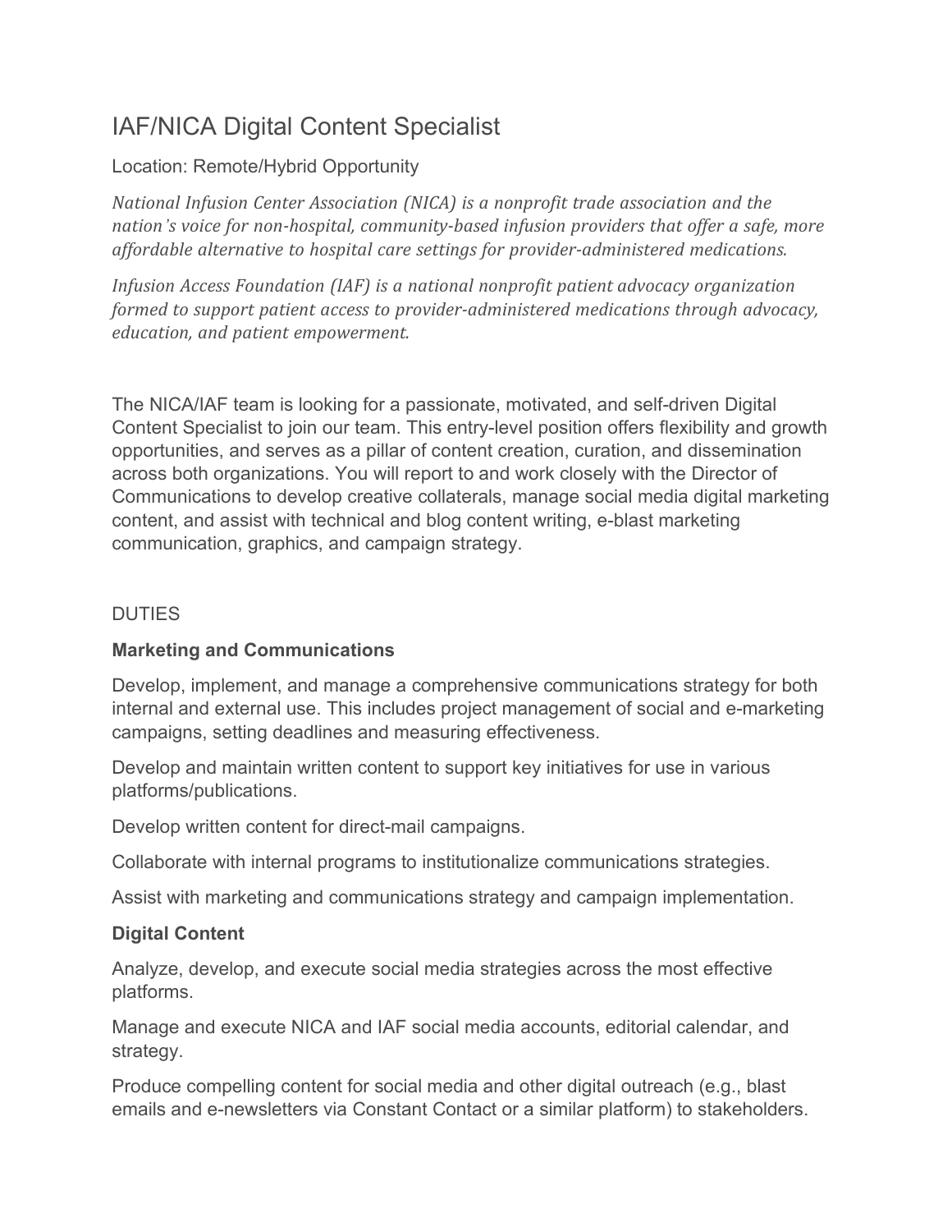# IAF/NICA Digital Content Specialist

Location: Remote/Hybrid Opportunity

*National Infusion Center Association (NICA) is a nonprofit trade association and the nation's voice for non-hospital, community-based infusion providers that offer a safe, more affordable alternative to hospital care settings for provider-administered medications.*

*Infusion Access Foundation (IAF) is a national nonprofit patient advocacy organization formed to support patient access to provider-administered medications through advocacy, education, and patient empowerment.*

The NICA/IAF team is looking for a passionate, motivated, and self-driven Digital Content Specialist to join our team. This entry-level position offers flexibility and growth opportunities, and serves as a pillar of content creation, curation, and dissemination across both organizations. You will report to and work closely with the Director of Communications to develop creative collaterals, manage social media digital marketing content, and assist with technical and blog content writing, e-blast marketing communication, graphics, and campaign strategy.

DUTIES

**Marketing and Communications**

Develop, implement, and manage a comprehensive communications strategy for both internal and external use. This includes project management of social and e-marketing campaigns, setting deadlines and measuring effectiveness.

Develop and maintain written content to support key initiatives for use in various platforms/publications.

Develop written content for direct-mail campaigns.

Collaborate with internal programs to institutionalize communications strategies.

Assist with marketing and communications strategy and campaign implementation.

**Digital Content**

Analyze, develop, and execute social media strategies across the most effective platforms.

Manage and execute NICA and IAF social media accounts, editorial calendar, and strategy.

Produce compelling content for social media and other digital outreach (e.g., blast emails and e-newsletters via Constant Contact or a similar platform) to stakeholders.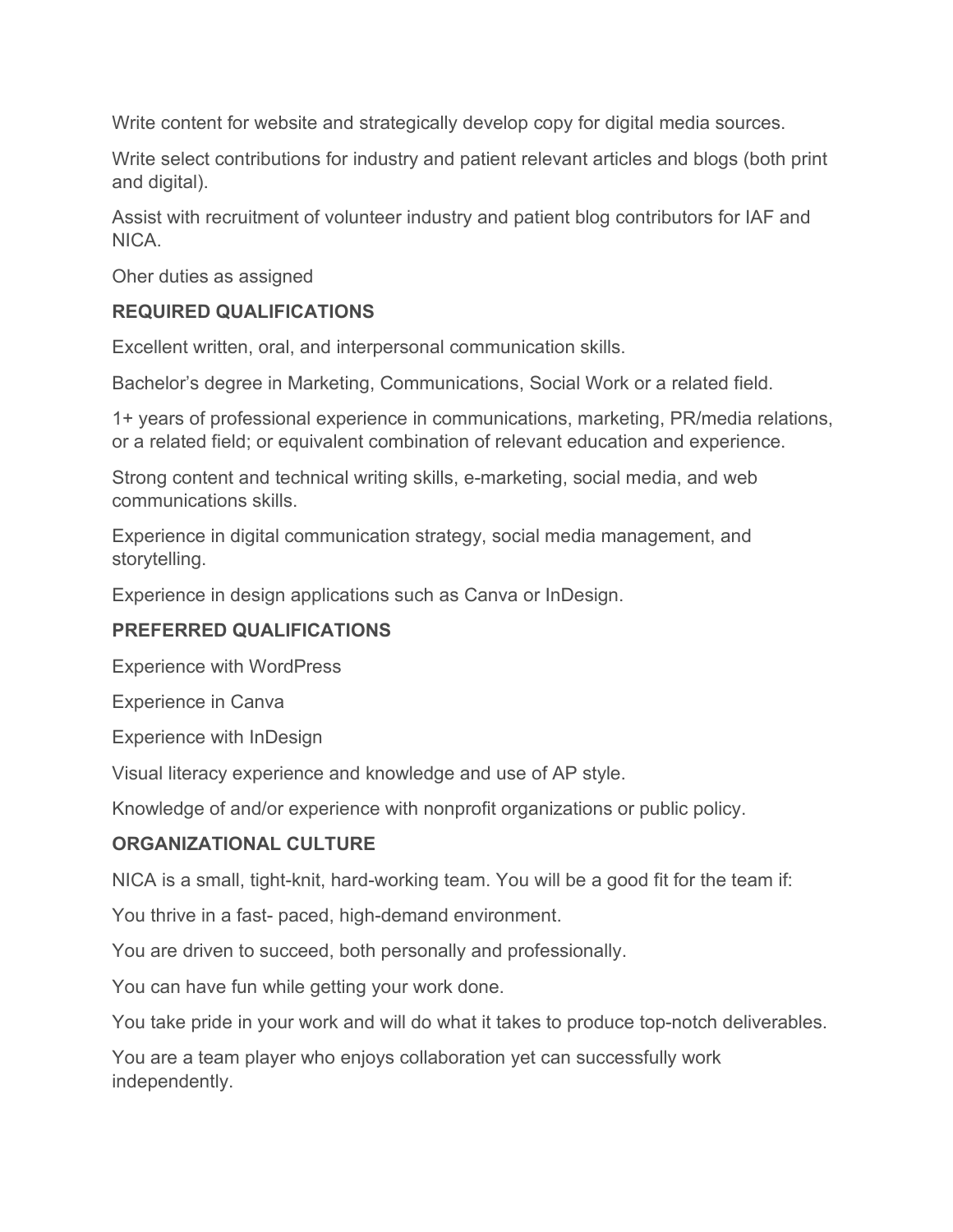Write content for website and strategically develop copy for digital media sources.

Write select contributions for industry and patient relevant articles and blogs (both print and digital).

Assist with recruitment of volunteer industry and patient blog contributors for IAF and NICA.

Oher duties as assigned

**REQUIRED QUALIFICATIONS**

Excellent written, oral, and interpersonal communication skills.

Bachelor's degree in Marketing, Communications, Social Work or a related field.

1+ years of professional experience in communications, marketing, PR/media relations, or a related field; or equivalent combination of relevant education and experience.

Strong content and technical writing skills, e-marketing, social media, and web communications skills.

Experience in digital communication strategy, social media management, and storytelling.

Experience in design applications such as Canva or InDesign.

**PREFERRED QUALIFICATIONS**

Experience with WordPress

Experience in Canva

Experience with InDesign

Visual literacy experience and knowledge and use of AP style.

Knowledge of and/or experience with nonprofit organizations or public policy.

**ORGANIZATIONAL CULTURE**

NICA is a small, tight-knit, hard-working team. You will be a good fit for the team if:

You thrive in a fast- paced, high-demand environment.

You are driven to succeed, both personally and professionally.

You can have fun while getting your work done.

You take pride in your work and will do what it takes to produce top-notch deliverables.

You are a team player who enjoys collaboration yet can successfully work independently.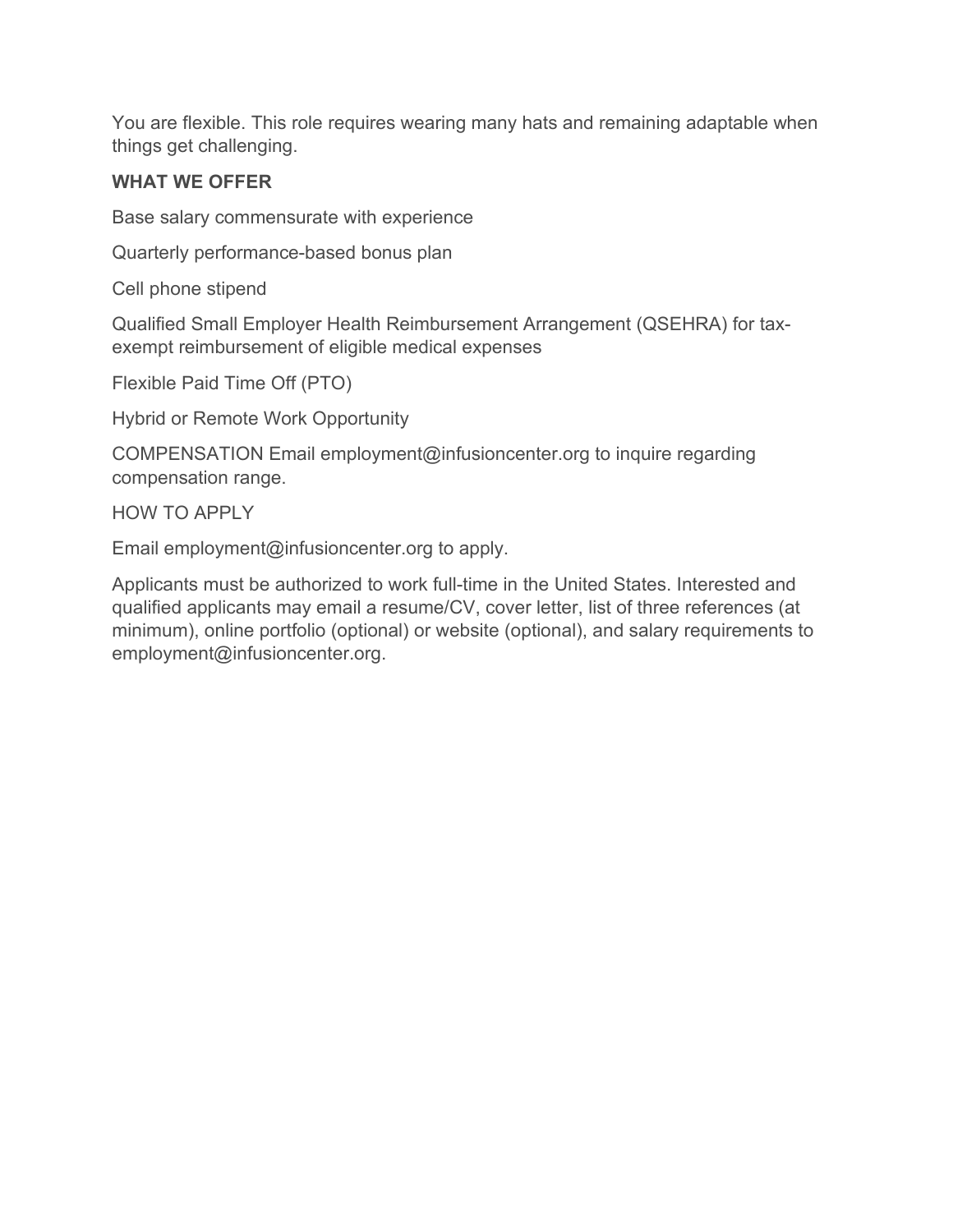You are flexible. This role requires wearing many hats and remaining adaptable when things get challenging.

**WHAT WE OFFER**

Base salary commensurate with experience

Quarterly performance-based bonus plan

Cell phone stipend

Qualified Small Employer Health Reimbursement Arrangement (QSEHRA) for tax-exempt reimbursement of eligible medical expenses

Flexible Paid Time Off (PTO)

Hybrid or Remote Work Opportunity

COMPENSATION Email employment@infusioncenter.org to inquire regarding compensation range.

HOW TO APPLY

Email employment@infusioncenter.org to apply.

Applicants must be authorized to work full-time in the United States. Interested and qualified applicants may email a resume/CV, cover letter, list of three references (at minimum), online portfolio (optional) or website (optional), and salary requirements to employment@infusioncenter.org.